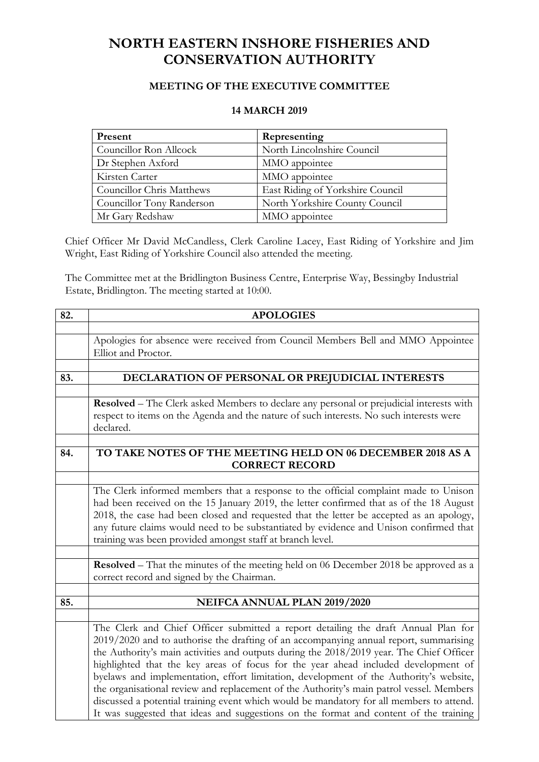# NORTH EASTERN INSHORE FISHERIES AND CONSERVATION AUTHORITY

## MEETING OF THE EXECUTIVE COMMITTEE

### 14 MARCH 2019

| Present | Representing |
|---|---|
| Councillor Ron Allcock | North Lincolnshire Council |
| Dr Stephen Axford | MMO appointee |
| Kirsten Carter | MMO appointee |
| Councillor Chris Matthews | East Riding of Yorkshire Council |
| Councillor Tony Randerson | North Yorkshire County Council |
| Mr Gary Redshaw | MMO appointee |

Chief Officer Mr David McCandless, Clerk Caroline Lacey, East Riding of Yorkshire and Jim Wright, East Riding of Yorkshire Council also attended the meeting.

The Committee met at the Bridlington Business Centre, Enterprise Way, Bessingby Industrial Estate, Bridlington. The meeting started at 10:00.

| 82. | APOLOGIES |
|---|---|
| | |
| | Apologies for absence were received from Council Members Bell and MMO Appointee Elliot and Proctor. |
| | |
| **83.** | **DECLARATION OF PERSONAL OR PREJUDICIAL INTERESTS** |
| | |
| | **Resolved** – The Clerk asked Members to declare any personal or prejudicial interests with respect to items on the Agenda and the nature of such interests. No such interests were declared. |
| | |
| **84.** | **TO TAKE NOTES OF THE MEETING HELD ON 06 DECEMBER 2018 AS A CORRECT RECORD** |
| | |
| | The Clerk informed members that a response to the official complaint made to Unison had been received on the 15 January 2019, the letter confirmed that as of the 18 August 2018, the case had been closed and requested that the letter be accepted as an apology, any future claims would need to be substantiated by evidence and Unison confirmed that training was been provided amongst staff at branch level. |
| | |
| | **Resolved** – That the minutes of the meeting held on 06 December 2018 be approved as a correct record and signed by the Chairman. |
| | |
| **85.** | **NEIFCA ANNUAL PLAN 2019/2020** |
| | |
| | The Clerk and Chief Officer submitted a report detailing the draft Annual Plan for 2019/2020 and to authorise the drafting of an accompanying annual report, summarising the Authority's main activities and outputs during the 2018/2019 year. The Chief Officer highlighted that the key areas of focus for the year ahead included development of byelaws and implementation, effort limitation, development of the Authority's website, the organisational review and replacement of the Authority's main patrol vessel. Members discussed a potential training event which would be mandatory for all members to attend. It was suggested that ideas and suggestions on the format and content of the training |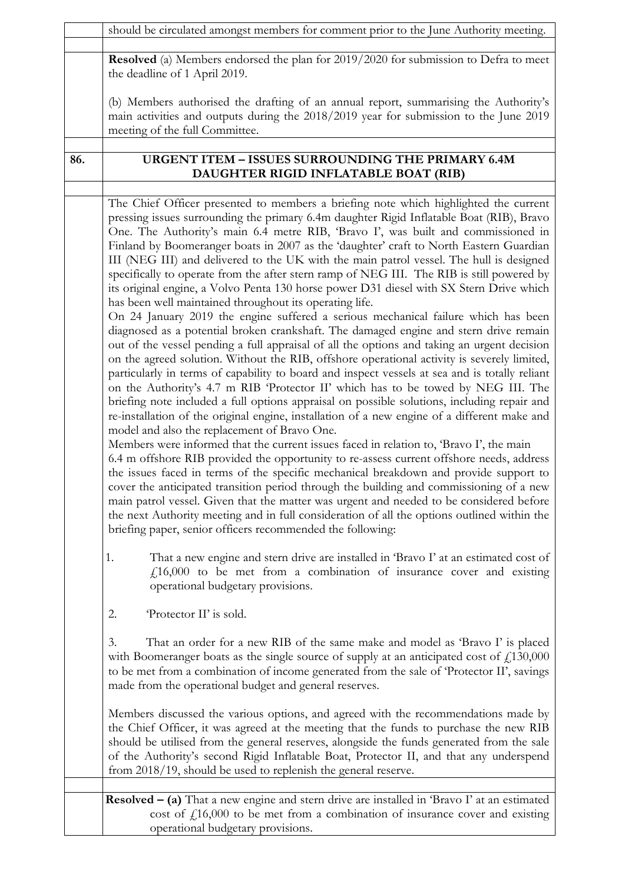should be circulated amongst members for comment prior to the June Authority meeting.

**Resolved** (a) Members endorsed the plan for 2019/2020 for submission to Defra to meet the deadline of 1 April 2019.

(b) Members authorised the drafting of an annual report, summarising the Authority's main activities and outputs during the 2018/2019 year for submission to the June 2019 meeting of the full Committee.

## 86. URGENT ITEM – ISSUES SURROUNDING THE PRIMARY 6.4M DAUGHTER RIGID INFLATABLE BOAT (RIB)

The Chief Officer presented to members a briefing note which highlighted the current pressing issues surrounding the primary 6.4m daughter Rigid Inflatable Boat (RIB), Bravo One. The Authority's main 6.4 metre RIB, 'Bravo I', was built and commissioned in Finland by Boomeranger boats in 2007 as the 'daughter' craft to North Eastern Guardian III (NEG III) and delivered to the UK with the main patrol vessel. The hull is designed specifically to operate from the after stern ramp of NEG III. The RIB is still powered by its original engine, a Volvo Penta 130 horse power D31 diesel with SX Stern Drive which has been well maintained throughout its operating life.

On 24 January 2019 the engine suffered a serious mechanical failure which has been diagnosed as a potential broken crankshaft. The damaged engine and stern drive remain out of the vessel pending a full appraisal of all the options and taking an urgent decision on the agreed solution. Without the RIB, offshore operational activity is severely limited, particularly in terms of capability to board and inspect vessels at sea and is totally reliant on the Authority's 4.7 m RIB 'Protector II' which has to be towed by NEG III. The briefing note included a full options appraisal on possible solutions, including repair and re-installation of the original engine, installation of a new engine of a different make and model and also the replacement of Bravo One.

Members were informed that the current issues faced in relation to, 'Bravo I', the main 6.4 m offshore RIB provided the opportunity to re-assess current offshore needs, address the issues faced in terms of the specific mechanical breakdown and provide support to cover the anticipated transition period through the building and commissioning of a new main patrol vessel. Given that the matter was urgent and needed to be considered before the next Authority meeting and in full consideration of all the options outlined within the briefing paper, senior officers recommended the following:

1. That a new engine and stern drive are installed in 'Bravo I' at an estimated cost of £16,000 to be met from a combination of insurance cover and existing operational budgetary provisions.

2. 'Protector II' is sold.

3. That an order for a new RIB of the same make and model as 'Bravo I' is placed with Boomeranger boats as the single source of supply at an anticipated cost of £130,000 to be met from a combination of income generated from the sale of 'Protector II', savings made from the operational budget and general reserves.

Members discussed the various options, and agreed with the recommendations made by the Chief Officer, it was agreed at the meeting that the funds to purchase the new RIB should be utilised from the general reserves, alongside the funds generated from the sale of the Authority's second Rigid Inflatable Boat, Protector II, and that any underspend from 2018/19, should be used to replenish the general reserve.

**Resolved – (a)** That a new engine and stern drive are installed in 'Bravo I' at an estimated cost of £16,000 to be met from a combination of insurance cover and existing operational budgetary provisions.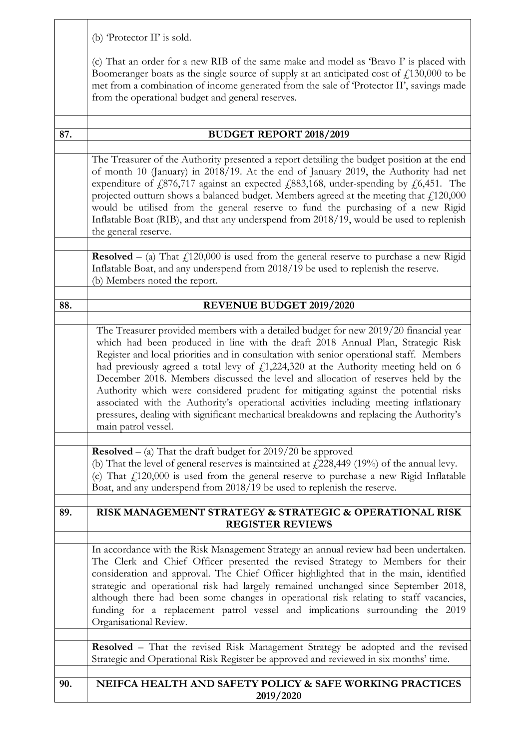(b) 'Protector II' is sold.

(c) That an order for a new RIB of the same make and model as 'Bravo I' is placed with Boomeranger boats as the single source of supply at an anticipated cost of £130,000 to be met from a combination of income generated from the sale of 'Protector II', savings made from the operational budget and general reserves.

## 87. BUDGET REPORT 2018/2019

The Treasurer of the Authority presented a report detailing the budget position at the end of month 10 (January) in 2018/19. At the end of January 2019, the Authority had net expenditure of £876,717 against an expected £883,168, under-spending by £6,451. The projected outturn shows a balanced budget. Members agreed at the meeting that £120,000 would be utilised from the general reserve to fund the purchasing of a new Rigid Inflatable Boat (RIB), and that any underspend from 2018/19, would be used to replenish the general reserve.

**Resolved** – (a) That £120,000 is used from the general reserve to purchase a new Rigid Inflatable Boat, and any underspend from 2018/19 be used to replenish the reserve.
(b) Members noted the report.

## 88. REVENUE BUDGET 2019/2020

The Treasurer provided members with a detailed budget for new 2019/20 financial year which had been produced in line with the draft 2018 Annual Plan, Strategic Risk Register and local priorities and in consultation with senior operational staff. Members had previously agreed a total levy of £1,224,320 at the Authority meeting held on 6 December 2018. Members discussed the level and allocation of reserves held by the Authority which were considered prudent for mitigating against the potential risks associated with the Authority's operational activities including meeting inflationary pressures, dealing with significant mechanical breakdowns and replacing the Authority's main patrol vessel.

**Resolved** – (a) That the draft budget for 2019/20 be approved
(b) That the level of general reserves is maintained at £228,449 (19%) of the annual levy.
(c) That £120,000 is used from the general reserve to purchase a new Rigid Inflatable Boat, and any underspend from 2018/19 be used to replenish the reserve.

## 89. RISK MANAGEMENT STRATEGY & STRATEGIC & OPERATIONAL RISK REGISTER REVIEWS

In accordance with the Risk Management Strategy an annual review had been undertaken. The Clerk and Chief Officer presented the revised Strategy to Members for their consideration and approval. The Chief Officer highlighted that in the main, identified strategic and operational risk had largely remained unchanged since September 2018, although there had been some changes in operational risk relating to staff vacancies, funding for a replacement patrol vessel and implications surrounding the 2019 Organisational Review.

**Resolved** – That the revised Risk Management Strategy be adopted and the revised Strategic and Operational Risk Register be approved and reviewed in six months' time.

## 90. NEIFCA HEALTH AND SAFETY POLICY & SAFE WORKING PRACTICES 2019/2020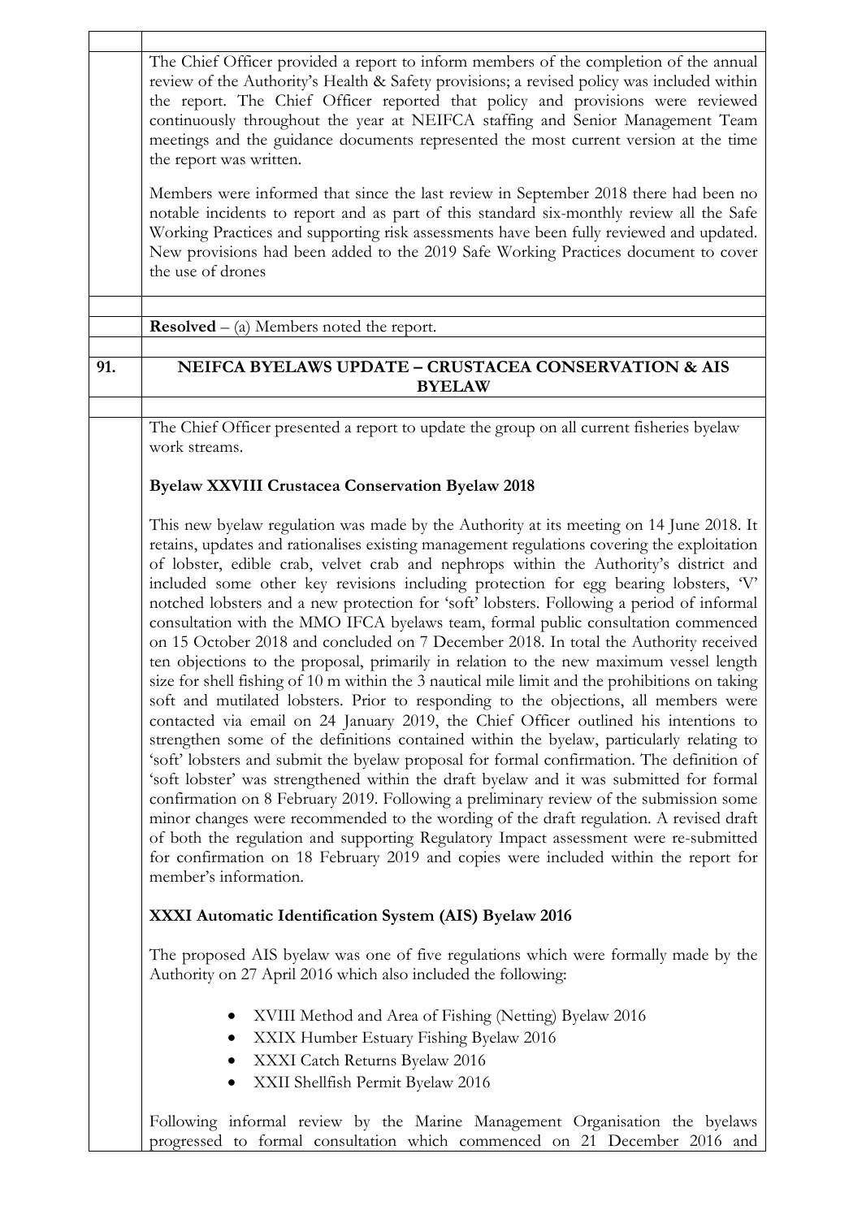The Chief Officer provided a report to inform members of the completion of the annual review of the Authority's Health & Safety provisions; a revised policy was included within the report. The Chief Officer reported that policy and provisions were reviewed continuously throughout the year at NEIFCA staffing and Senior Management Team meetings and the guidance documents represented the most current version at the time the report was written.

Members were informed that since the last review in September 2018 there had been no notable incidents to report and as part of this standard six-monthly review all the Safe Working Practices and supporting risk assessments have been fully reviewed and updated. New provisions had been added to the 2019 Safe Working Practices document to cover the use of drones

**Resolved** – (a) Members noted the report.

## 91. NEIFCA BYELAWS UPDATE – CRUSTACEA CONSERVATION & AIS BYELAW

The Chief Officer presented a report to update the group on all current fisheries byelaw work streams.

**Byelaw XXVIII Crustacea Conservation Byelaw 2018**

This new byelaw regulation was made by the Authority at its meeting on 14 June 2018. It retains, updates and rationalises existing management regulations covering the exploitation of lobster, edible crab, velvet crab and nephrops within the Authority's district and included some other key revisions including protection for egg bearing lobsters, 'V' notched lobsters and a new protection for 'soft' lobsters. Following a period of informal consultation with the MMO IFCA byelaws team, formal public consultation commenced on 15 October 2018 and concluded on 7 December 2018. In total the Authority received ten objections to the proposal, primarily in relation to the new maximum vessel length size for shell fishing of 10 m within the 3 nautical mile limit and the prohibitions on taking soft and mutilated lobsters. Prior to responding to the objections, all members were contacted via email on 24 January 2019, the Chief Officer outlined his intentions to strengthen some of the definitions contained within the byelaw, particularly relating to 'soft' lobsters and submit the byelaw proposal for formal confirmation. The definition of 'soft lobster' was strengthened within the draft byelaw and it was submitted for formal confirmation on 8 February 2019. Following a preliminary review of the submission some minor changes were recommended to the wording of the draft regulation. A revised draft of both the regulation and supporting Regulatory Impact assessment were re-submitted for confirmation on 18 February 2019 and copies were included within the report for member's information.

**XXXI Automatic Identification System (AIS) Byelaw 2016**

The proposed AIS byelaw was one of five regulations which were formally made by the Authority on 27 April 2016 which also included the following:

- XVIII Method and Area of Fishing (Netting) Byelaw 2016
- XXIX Humber Estuary Fishing Byelaw 2016
- XXXI Catch Returns Byelaw 2016
- XXII Shellfish Permit Byelaw 2016

Following informal review by the Marine Management Organisation the byelaws progressed to formal consultation which commenced on 21 December 2016 and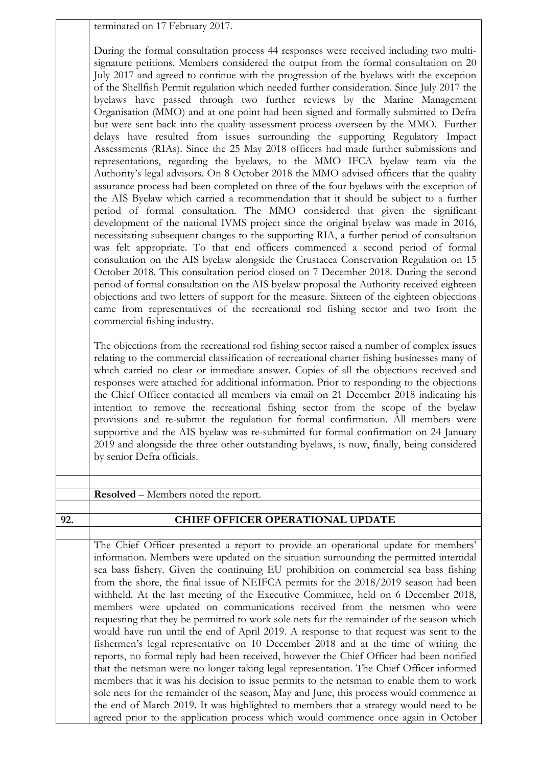terminated on 17 February 2017.

During the formal consultation process 44 responses were received including two multi-signature petitions. Members considered the output from the formal consultation on 20 July 2017 and agreed to continue with the progression of the byelaws with the exception of the Shellfish Permit regulation which needed further consideration. Since July 2017 the byelaws have passed through two further reviews by the Marine Management Organisation (MMO) and at one point had been signed and formally submitted to Defra but were sent back into the quality assessment process overseen by the MMO. Further delays have resulted from issues surrounding the supporting Regulatory Impact Assessments (RIAs). Since the 25 May 2018 officers had made further submissions and representations, regarding the byelaws, to the MMO IFCA byelaw team via the Authority's legal advisors. On 8 October 2018 the MMO advised officers that the quality assurance process had been completed on three of the four byelaws with the exception of the AIS Byelaw which carried a recommendation that it should be subject to a further period of formal consultation. The MMO considered that given the significant development of the national IVMS project since the original byelaw was made in 2016, necessitating subsequent changes to the supporting RIA, a further period of consultation was felt appropriate. To that end officers commenced a second period of formal consultation on the AIS byelaw alongside the Crustacea Conservation Regulation on 15 October 2018. This consultation period closed on 7 December 2018. During the second period of formal consultation on the AIS byelaw proposal the Authority received eighteen objections and two letters of support for the measure. Sixteen of the eighteen objections came from representatives of the recreational rod fishing sector and two from the commercial fishing industry.

The objections from the recreational rod fishing sector raised a number of complex issues relating to the commercial classification of recreational charter fishing businesses many of which carried no clear or immediate answer. Copies of all the objections received and responses were attached for additional information. Prior to responding to the objections the Chief Officer contacted all members via email on 21 December 2018 indicating his intention to remove the recreational fishing sector from the scope of the byelaw provisions and re-submit the regulation for formal confirmation. All members were supportive and the AIS byelaw was re-submitted for formal confirmation on 24 January 2019 and alongside the three other outstanding byelaws, is now, finally, being considered by senior Defra officials.

**Resolved** – Members noted the report.

## 92. CHIEF OFFICER OPERATIONAL UPDATE

The Chief Officer presented a report to provide an operational update for members' information. Members were updated on the situation surrounding the permitted intertidal sea bass fishery. Given the continuing EU prohibition on commercial sea bass fishing from the shore, the final issue of NEIFCA permits for the 2018/2019 season had been withheld. At the last meeting of the Executive Committee, held on 6 December 2018, members were updated on communications received from the netsmen who were requesting that they be permitted to work sole nets for the remainder of the season which would have run until the end of April 2019. A response to that request was sent to the fishermen's legal representative on 10 December 2018 and at the time of writing the reports, no formal reply had been received, however the Chief Officer had been notified that the netsman were no longer taking legal representation. The Chief Officer informed members that it was his decision to issue permits to the netsman to enable them to work sole nets for the remainder of the season, May and June, this process would commence at the end of March 2019. It was highlighted to members that a strategy would need to be agreed prior to the application process which would commence once again in October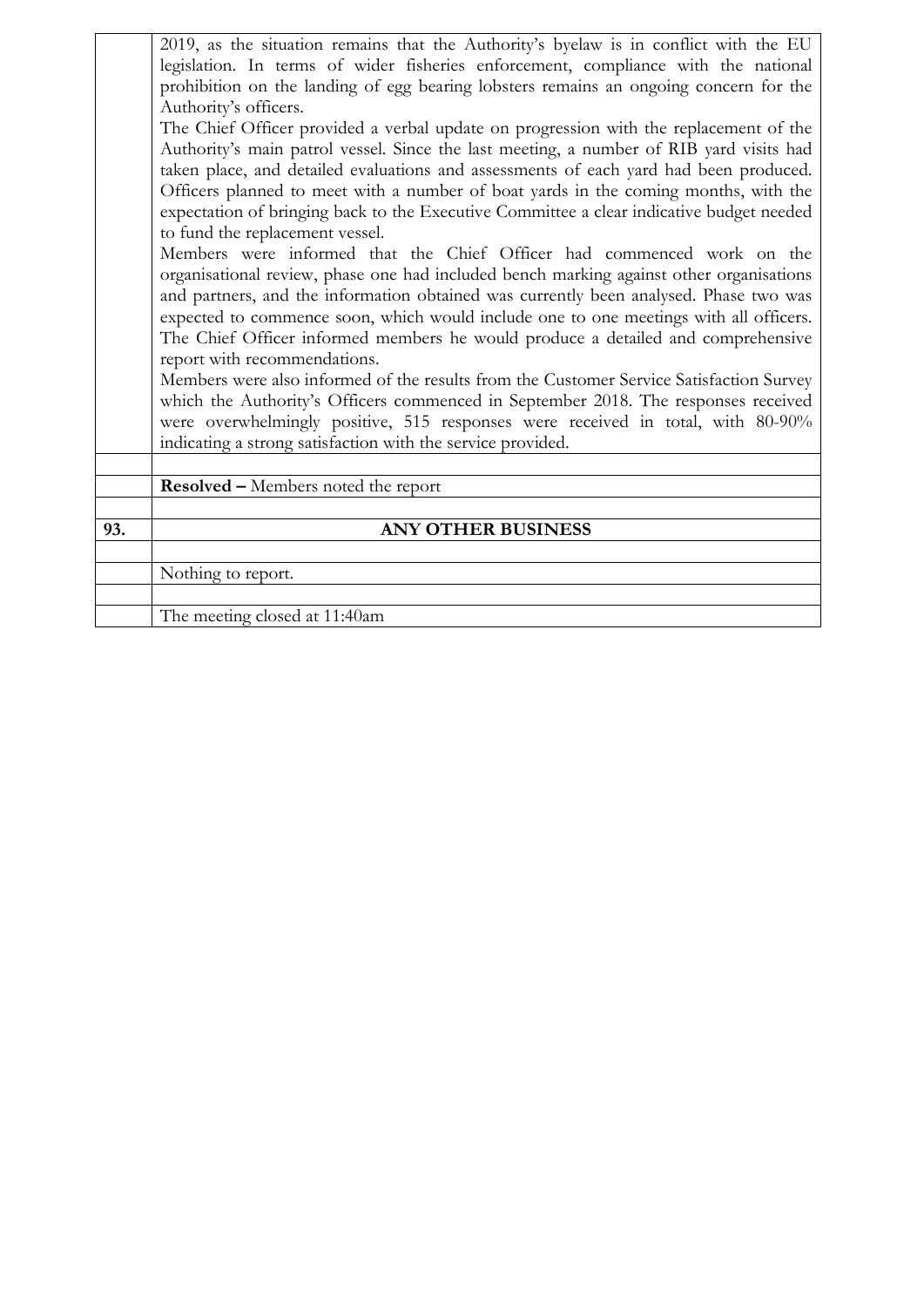| | |
|---|---|
| | 2019, as the situation remains that the Authority's byelaw is in conflict with the EU legislation. In terms of wider fisheries enforcement, compliance with the national prohibition on the landing of egg bearing lobsters remains an ongoing concern for the Authority's officers. The Chief Officer provided a verbal update on progression with the replacement of the Authority's main patrol vessel. Since the last meeting, a number of RIB yard visits had taken place, and detailed evaluations and assessments of each yard had been produced. Officers planned to meet with a number of boat yards in the coming months, with the expectation of bringing back to the Executive Committee a clear indicative budget needed to fund the replacement vessel. Members were informed that the Chief Officer had commenced work on the organisational review, phase one had included bench marking against other organisations and partners, and the information obtained was currently been analysed. Phase two was expected to commence soon, which would include one to one meetings with all officers. The Chief Officer informed members he would produce a detailed and comprehensive report with recommendations. Members were also informed of the results from the Customer Service Satisfaction Survey which the Authority's Officers commenced in September 2018. The responses received were overwhelmingly positive, 515 responses were received in total, with 80-90% indicating a strong satisfaction with the service provided. |
| | |
| | **Resolved –** Members noted the report |
| | |
| **93.** | **ANY OTHER BUSINESS** |
| | |
| | Nothing to report. |
| | |
| | The meeting closed at 11:40am |